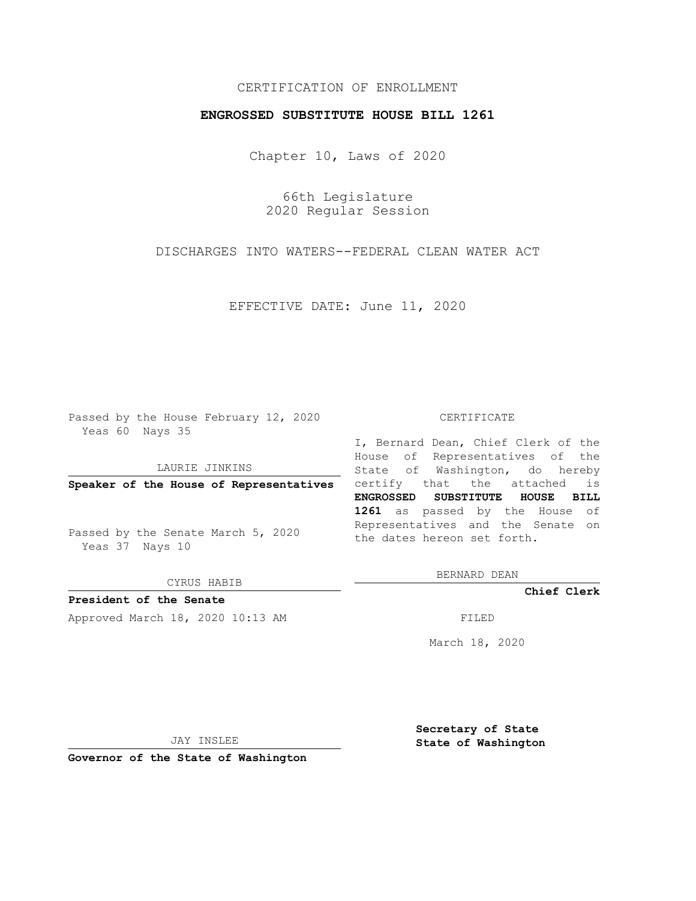CERTIFICATION OF ENROLLMENT

**ENGROSSED SUBSTITUTE HOUSE BILL 1261**

Chapter 10, Laws of 2020

66th Legislature
2020 Regular Session

DISCHARGES INTO WATERS--FEDERAL CLEAN WATER ACT

EFFECTIVE DATE: June 11, 2020

Passed by the House February 12, 2020
Yeas 60 Nays 35

LAURIE JINKINS

**Speaker of the House of Representatives**

Passed by the Senate March 5, 2020
Yeas 37 Nays 10

CYRUS HABIB

**President of the Senate**

Approved March 18, 2020 10:13 AM

JAY INSLEE

**Governor of the State of Washington**

CERTIFICATE

I, Bernard Dean, Chief Clerk of the House of Representatives of the State of Washington, do hereby certify that the attached is **ENGROSSED SUBSTITUTE HOUSE BILL 1261** as passed by the House of Representatives and the Senate on the dates hereon set forth.

BERNARD DEAN

**Chief Clerk**

FILED

March 18, 2020

**Secretary of State**
**State of Washington**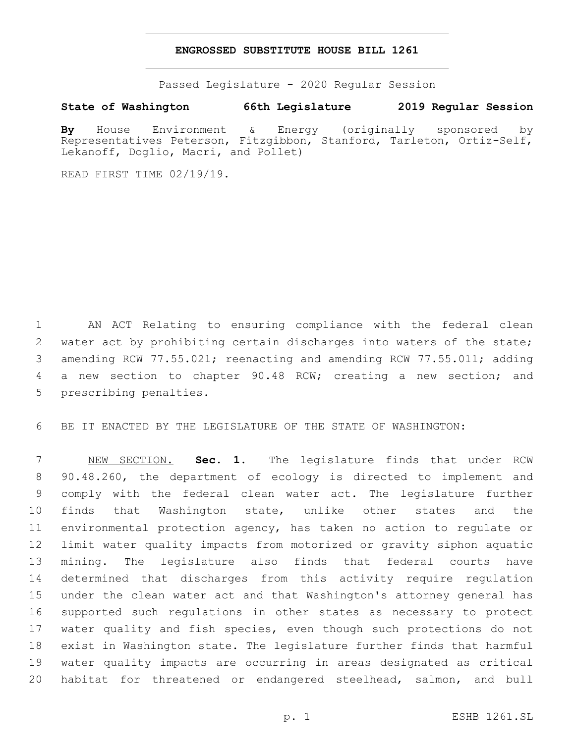**ENGROSSED SUBSTITUTE HOUSE BILL 1261**

Passed Legislature - 2020 Regular Session

**State of Washington 66th Legislature 2019 Regular Session**

**By** House Environment & Energy (originally sponsored by Representatives Peterson, Fitzgibbon, Stanford, Tarleton, Ortiz-Self, Lekanoff, Doglio, Macri, and Pollet)

READ FIRST TIME 02/19/19.

AN ACT Relating to ensuring compliance with the federal clean water act by prohibiting certain discharges into waters of the state; amending RCW 77.55.021; reenacting and amending RCW 77.55.011; adding a new section to chapter 90.48 RCW; creating a new section; and prescribing penalties.

BE IT ENACTED BY THE LEGISLATURE OF THE STATE OF WASHINGTON:

NEW SECTION. **Sec. 1.** The legislature finds that under RCW 90.48.260, the department of ecology is directed to implement and comply with the federal clean water act. The legislature further finds that Washington state, unlike other states and the environmental protection agency, has taken no action to regulate or limit water quality impacts from motorized or gravity siphon aquatic mining. The legislature also finds that federal courts have determined that discharges from this activity require regulation under the clean water act and that Washington's attorney general has supported such regulations in other states as necessary to protect water quality and fish species, even though such protections do not exist in Washington state. The legislature further finds that harmful water quality impacts are occurring in areas designated as critical habitat for threatened or endangered steelhead, salmon, and bull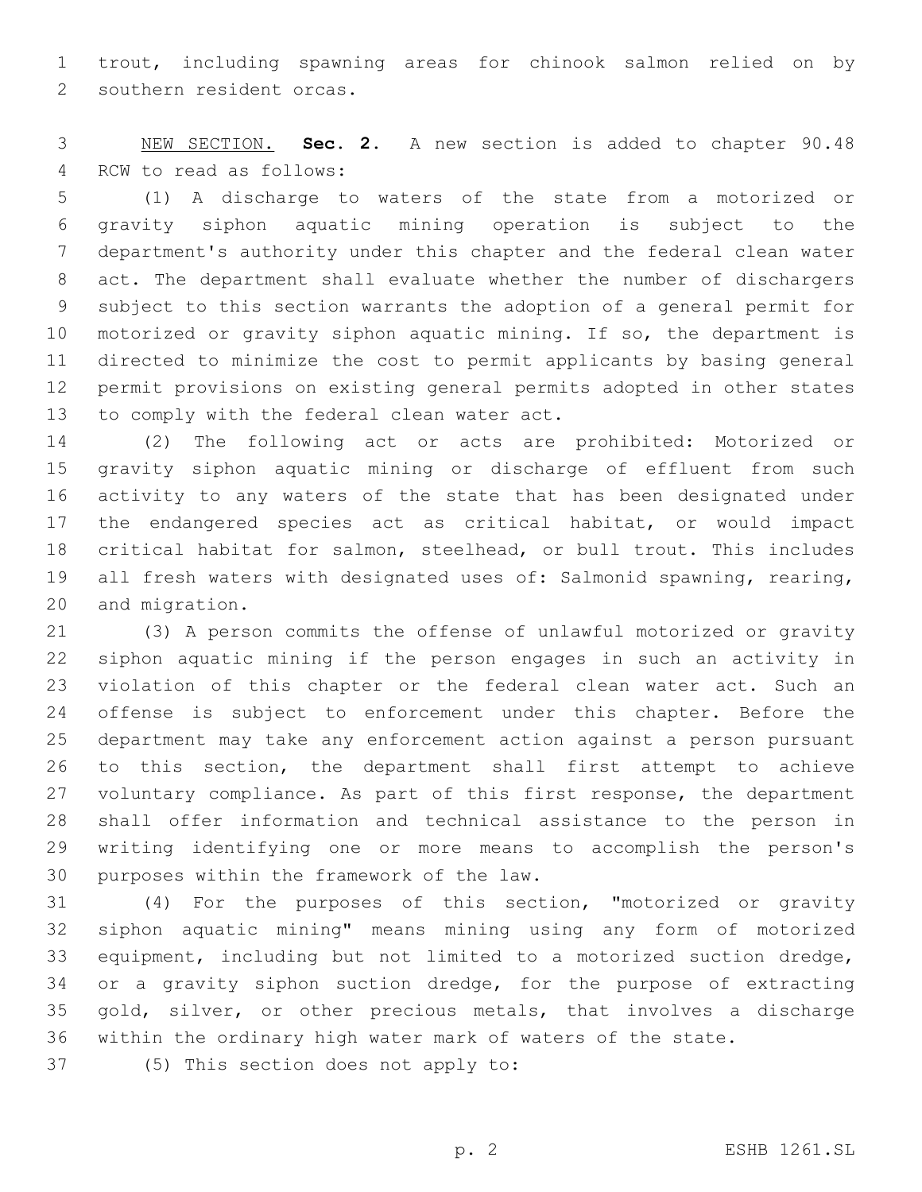trout, including spawning areas for chinook salmon relied on by southern resident orcas.

NEW SECTION. **Sec. 2.** A new section is added to chapter 90.48 RCW to read as follows:

(1) A discharge to waters of the state from a motorized or gravity siphon aquatic mining operation is subject to the department's authority under this chapter and the federal clean water act. The department shall evaluate whether the number of dischargers subject to this section warrants the adoption of a general permit for motorized or gravity siphon aquatic mining. If so, the department is directed to minimize the cost to permit applicants by basing general permit provisions on existing general permits adopted in other states to comply with the federal clean water act.

(2) The following act or acts are prohibited: Motorized or gravity siphon aquatic mining or discharge of effluent from such activity to any waters of the state that has been designated under the endangered species act as critical habitat, or would impact critical habitat for salmon, steelhead, or bull trout. This includes all fresh waters with designated uses of: Salmonid spawning, rearing, and migration.

(3) A person commits the offense of unlawful motorized or gravity siphon aquatic mining if the person engages in such an activity in violation of this chapter or the federal clean water act. Such an offense is subject to enforcement under this chapter. Before the department may take any enforcement action against a person pursuant to this section, the department shall first attempt to achieve voluntary compliance. As part of this first response, the department shall offer information and technical assistance to the person in writing identifying one or more means to accomplish the person's purposes within the framework of the law.

(4) For the purposes of this section, "motorized or gravity siphon aquatic mining" means mining using any form of motorized equipment, including but not limited to a motorized suction dredge, or a gravity siphon suction dredge, for the purpose of extracting gold, silver, or other precious metals, that involves a discharge within the ordinary high water mark of waters of the state.

(5) This section does not apply to: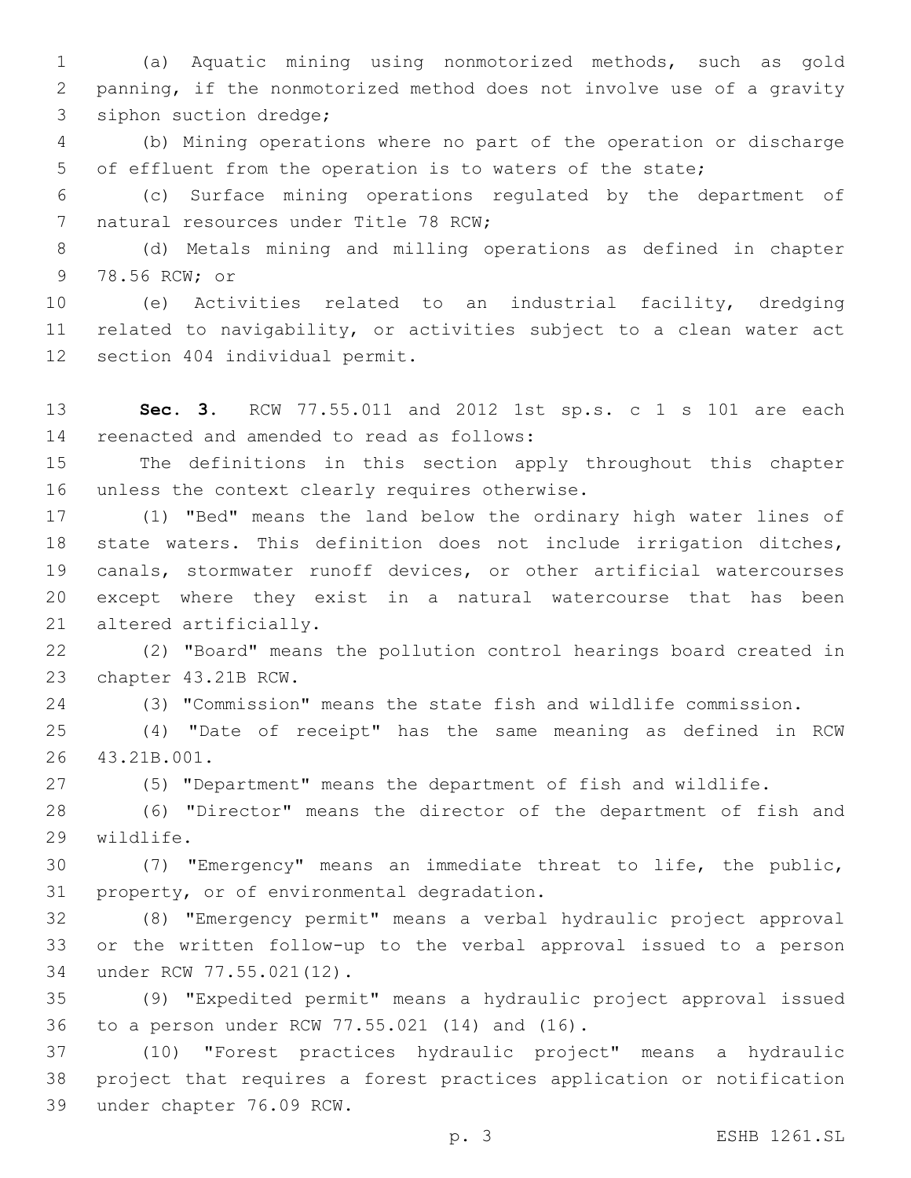(a) Aquatic mining using nonmotorized methods, such as gold panning, if the nonmotorized method does not involve use of a gravity siphon suction dredge;

(b) Mining operations where no part of the operation or discharge of effluent from the operation is to waters of the state;

(c) Surface mining operations regulated by the department of natural resources under Title 78 RCW;

(d) Metals mining and milling operations as defined in chapter 78.56 RCW; or

(e) Activities related to an industrial facility, dredging related to navigability, or activities subject to a clean water act section 404 individual permit.

**Sec. 3.** RCW 77.55.011 and 2012 1st sp.s. c 1 s 101 are each reenacted and amended to read as follows:

The definitions in this section apply throughout this chapter unless the context clearly requires otherwise.

(1) "Bed" means the land below the ordinary high water lines of state waters. This definition does not include irrigation ditches, canals, stormwater runoff devices, or other artificial watercourses except where they exist in a natural watercourse that has been altered artificially.

(2) "Board" means the pollution control hearings board created in chapter 43.21B RCW.

(3) "Commission" means the state fish and wildlife commission.

(4) "Date of receipt" has the same meaning as defined in RCW 43.21B.001.

(5) "Department" means the department of fish and wildlife.

(6) "Director" means the director of the department of fish and wildlife.

(7) "Emergency" means an immediate threat to life, the public, property, or of environmental degradation.

(8) "Emergency permit" means a verbal hydraulic project approval or the written follow-up to the verbal approval issued to a person under RCW 77.55.021(12).

(9) "Expedited permit" means a hydraulic project approval issued to a person under RCW 77.55.021 (14) and (16).

(10) "Forest practices hydraulic project" means a hydraulic project that requires a forest practices application or notification under chapter 76.09 RCW.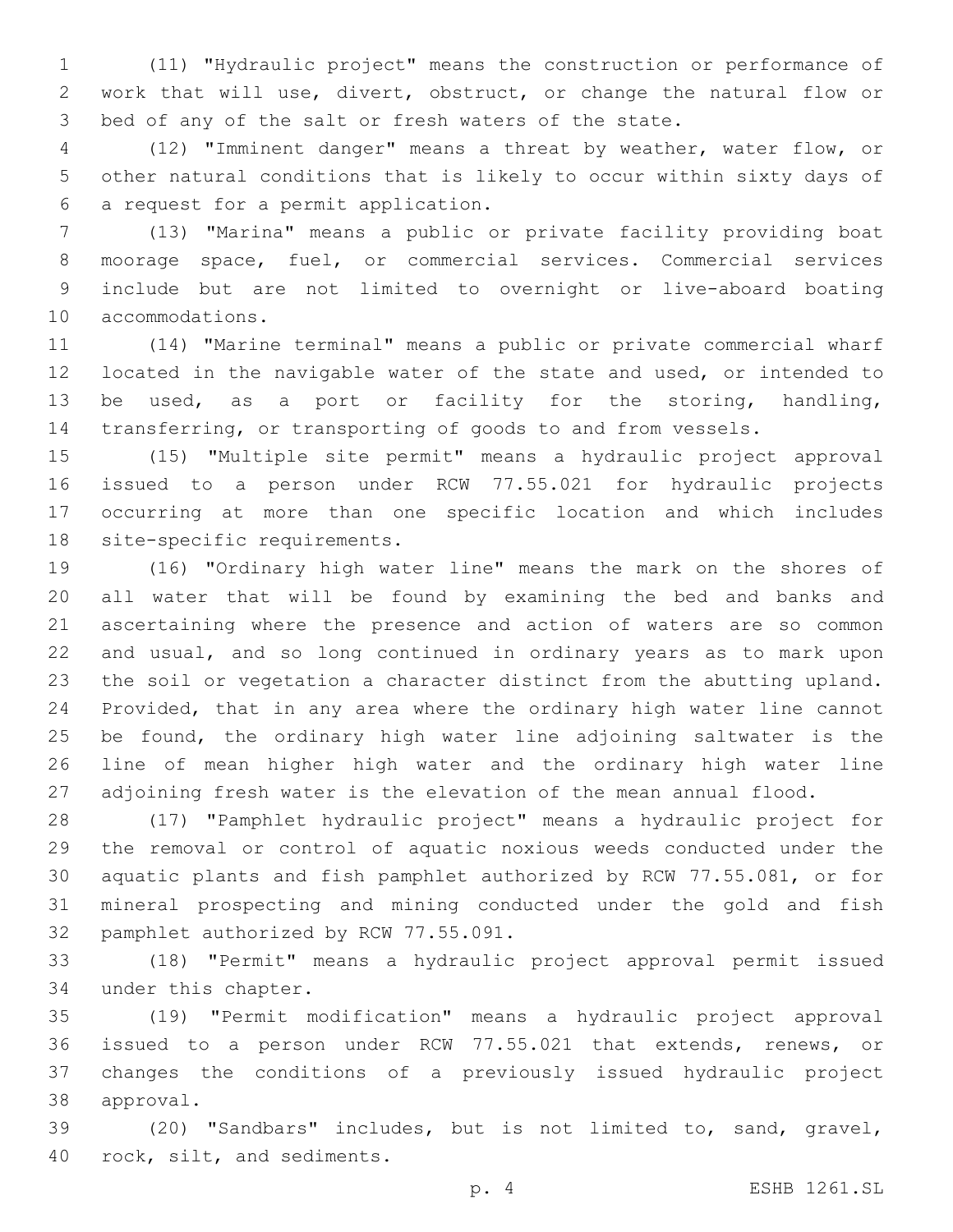(11) "Hydraulic project" means the construction or performance of work that will use, divert, obstruct, or change the natural flow or bed of any of the salt or fresh waters of the state.

(12) "Imminent danger" means a threat by weather, water flow, or other natural conditions that is likely to occur within sixty days of a request for a permit application.

(13) "Marina" means a public or private facility providing boat moorage space, fuel, or commercial services. Commercial services include but are not limited to overnight or live-aboard boating accommodations.

(14) "Marine terminal" means a public or private commercial wharf located in the navigable water of the state and used, or intended to be used, as a port or facility for the storing, handling, transferring, or transporting of goods to and from vessels.

(15) "Multiple site permit" means a hydraulic project approval issued to a person under RCW 77.55.021 for hydraulic projects occurring at more than one specific location and which includes site-specific requirements.

(16) "Ordinary high water line" means the mark on the shores of all water that will be found by examining the bed and banks and ascertaining where the presence and action of waters are so common and usual, and so long continued in ordinary years as to mark upon the soil or vegetation a character distinct from the abutting upland. Provided, that in any area where the ordinary high water line cannot be found, the ordinary high water line adjoining saltwater is the line of mean higher high water and the ordinary high water line adjoining fresh water is the elevation of the mean annual flood.

(17) "Pamphlet hydraulic project" means a hydraulic project for the removal or control of aquatic noxious weeds conducted under the aquatic plants and fish pamphlet authorized by RCW 77.55.081, or for mineral prospecting and mining conducted under the gold and fish pamphlet authorized by RCW 77.55.091.

(18) "Permit" means a hydraulic project approval permit issued under this chapter.

(19) "Permit modification" means a hydraulic project approval issued to a person under RCW 77.55.021 that extends, renews, or changes the conditions of a previously issued hydraulic project approval.

(20) "Sandbars" includes, but is not limited to, sand, gravel, rock, silt, and sediments.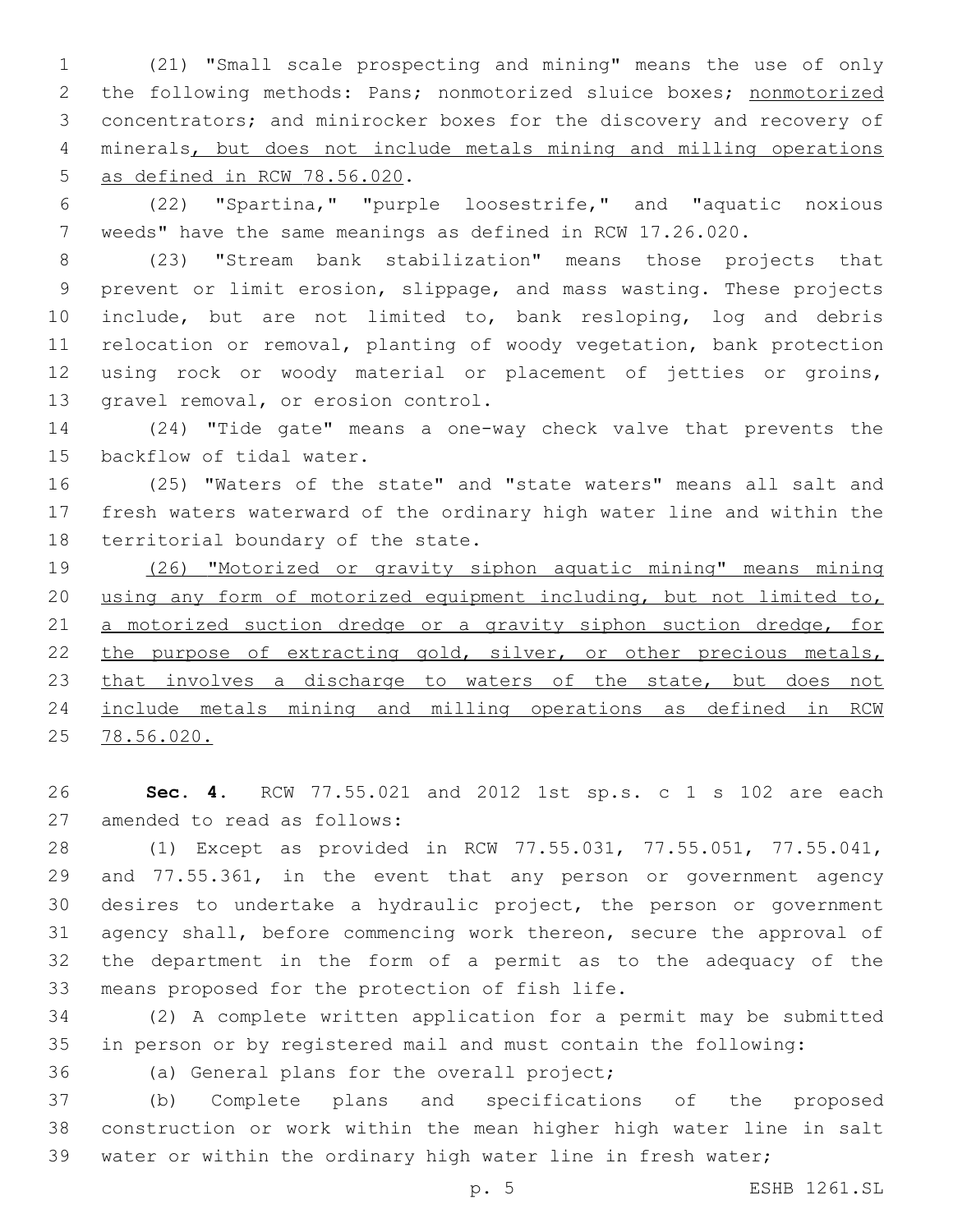(21) "Small scale prospecting and mining" means the use of only the following methods: Pans; nonmotorized sluice boxes; <u>nonmotorized</u> concentrators; and minirocker boxes for the discovery and recovery of minerals<u>, but does not include metals mining and milling operations as defined in RCW 78.56.020</u>.

(22) "Spartina," "purple loosestrife," and "aquatic noxious weeds" have the same meanings as defined in RCW 17.26.020.

(23) "Stream bank stabilization" means those projects that prevent or limit erosion, slippage, and mass wasting. These projects include, but are not limited to, bank resloping, log and debris relocation or removal, planting of woody vegetation, bank protection using rock or woody material or placement of jetties or groins, gravel removal, or erosion control.

(24) "Tide gate" means a one-way check valve that prevents the backflow of tidal water.

(25) "Waters of the state" and "state waters" means all salt and fresh waters waterward of the ordinary high water line and within the territorial boundary of the state.

<u>(26) "Motorized or gravity siphon aquatic mining" means mining using any form of motorized equipment including, but not limited to, a motorized suction dredge or a gravity siphon suction dredge, for the purpose of extracting gold, silver, or other precious metals, that involves a discharge to waters of the state, but does not include metals mining and milling operations as defined in RCW 78.56.020.</u>

**Sec. 4.** RCW 77.55.021 and 2012 1st sp.s. c 1 s 102 are each amended to read as follows:

(1) Except as provided in RCW 77.55.031, 77.55.051, 77.55.041, and 77.55.361, in the event that any person or government agency desires to undertake a hydraulic project, the person or government agency shall, before commencing work thereon, secure the approval of the department in the form of a permit as to the adequacy of the means proposed for the protection of fish life.

(2) A complete written application for a permit may be submitted in person or by registered mail and must contain the following:

(a) General plans for the overall project;

(b) Complete plans and specifications of the proposed construction or work within the mean higher high water line in salt water or within the ordinary high water line in fresh water;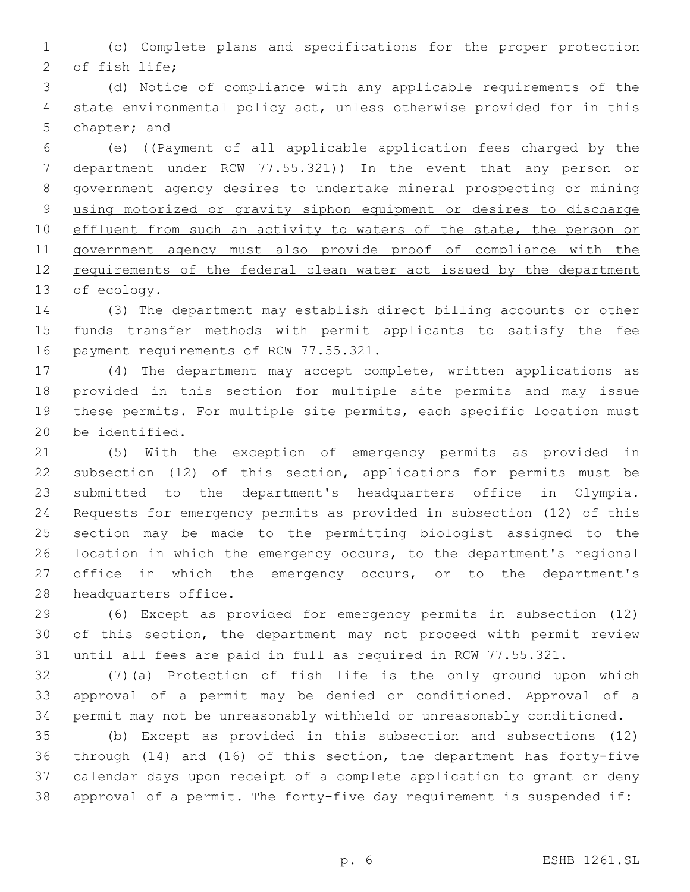(c) Complete plans and specifications for the proper protection of fish life;

(d) Notice of compliance with any applicable requirements of the state environmental policy act, unless otherwise provided for in this chapter; and

(e) ((~~Payment of all applicable application fees charged by the department under RCW 77.55.321~~)) <u>In the event that any person or government agency desires to undertake mineral prospecting or mining using motorized or gravity siphon equipment or desires to discharge effluent from such an activity to waters of the state, the person or government agency must also provide proof of compliance with the requirements of the federal clean water act issued by the department of ecology</u>.

(3) The department may establish direct billing accounts or other funds transfer methods with permit applicants to satisfy the fee payment requirements of RCW 77.55.321.

(4) The department may accept complete, written applications as provided in this section for multiple site permits and may issue these permits. For multiple site permits, each specific location must be identified.

(5) With the exception of emergency permits as provided in subsection (12) of this section, applications for permits must be submitted to the department's headquarters office in Olympia. Requests for emergency permits as provided in subsection (12) of this section may be made to the permitting biologist assigned to the location in which the emergency occurs, to the department's regional office in which the emergency occurs, or to the department's headquarters office.

(6) Except as provided for emergency permits in subsection (12) of this section, the department may not proceed with permit review until all fees are paid in full as required in RCW 77.55.321.

(7)(a) Protection of fish life is the only ground upon which approval of a permit may be denied or conditioned. Approval of a permit may not be unreasonably withheld or unreasonably conditioned.

(b) Except as provided in this subsection and subsections (12) through (14) and (16) of this section, the department has forty-five calendar days upon receipt of a complete application to grant or deny approval of a permit. The forty-five day requirement is suspended if: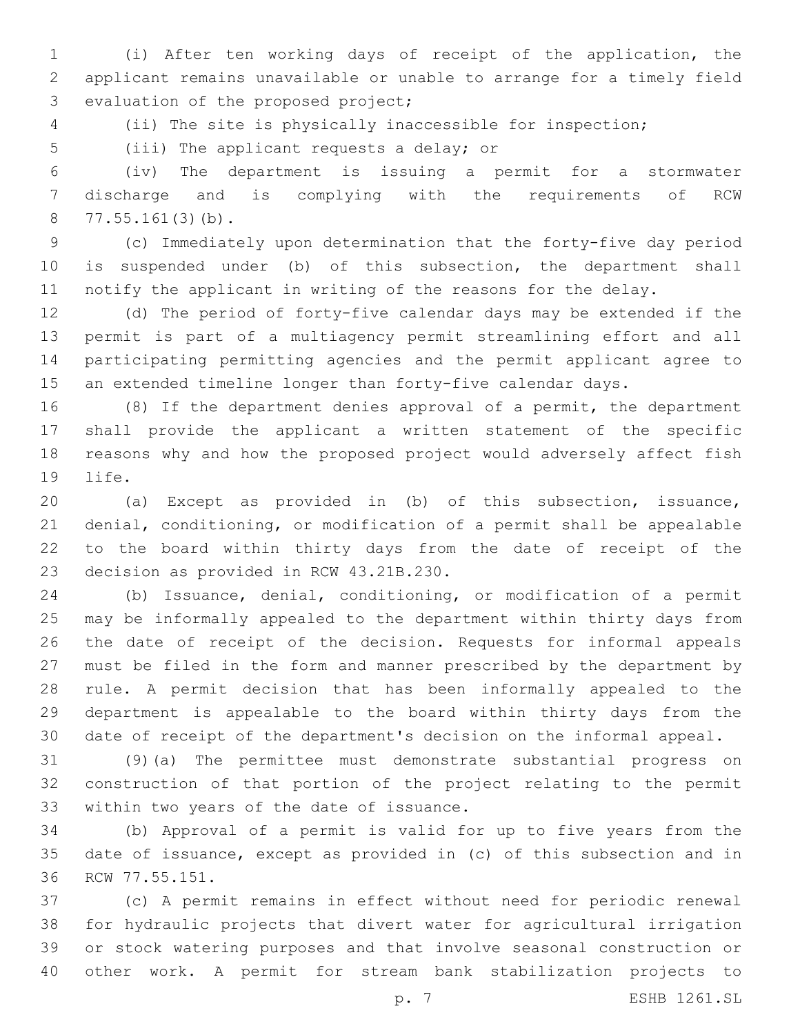(i) After ten working days of receipt of the application, the applicant remains unavailable or unable to arrange for a timely field evaluation of the proposed project;

(ii) The site is physically inaccessible for inspection;

(iii) The applicant requests a delay; or

(iv) The department is issuing a permit for a stormwater discharge and is complying with the requirements of RCW 77.55.161(3)(b).

(c) Immediately upon determination that the forty-five day period is suspended under (b) of this subsection, the department shall notify the applicant in writing of the reasons for the delay.

(d) The period of forty-five calendar days may be extended if the permit is part of a multiagency permit streamlining effort and all participating permitting agencies and the permit applicant agree to an extended timeline longer than forty-five calendar days.

(8) If the department denies approval of a permit, the department shall provide the applicant a written statement of the specific reasons why and how the proposed project would adversely affect fish life.

(a) Except as provided in (b) of this subsection, issuance, denial, conditioning, or modification of a permit shall be appealable to the board within thirty days from the date of receipt of the decision as provided in RCW 43.21B.230.

(b) Issuance, denial, conditioning, or modification of a permit may be informally appealed to the department within thirty days from the date of receipt of the decision. Requests for informal appeals must be filed in the form and manner prescribed by the department by rule. A permit decision that has been informally appealed to the department is appealable to the board within thirty days from the date of receipt of the department's decision on the informal appeal.

(9)(a) The permittee must demonstrate substantial progress on construction of that portion of the project relating to the permit within two years of the date of issuance.

(b) Approval of a permit is valid for up to five years from the date of issuance, except as provided in (c) of this subsection and in RCW 77.55.151.

(c) A permit remains in effect without need for periodic renewal for hydraulic projects that divert water for agricultural irrigation or stock watering purposes and that involve seasonal construction or other work. A permit for stream bank stabilization projects to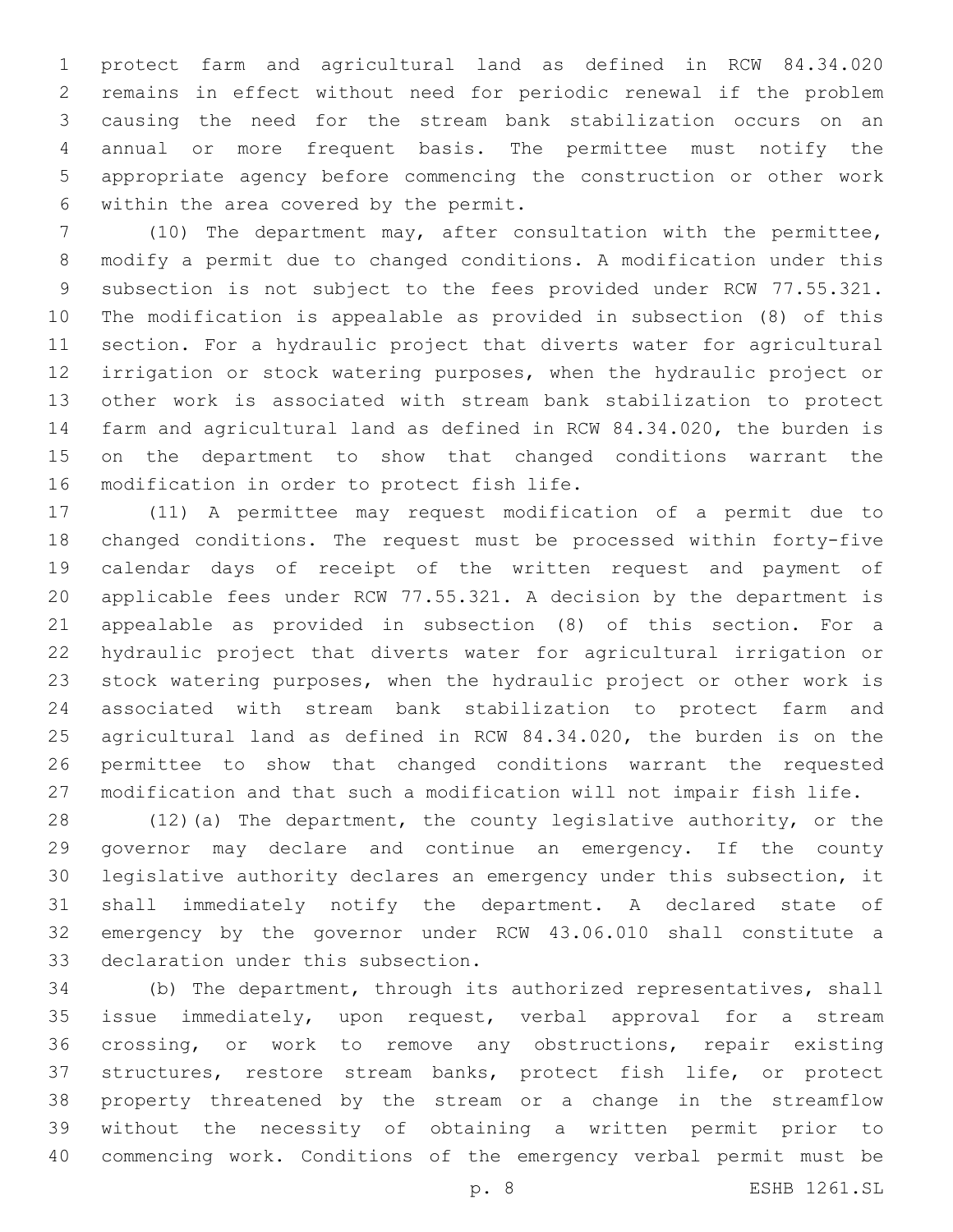protect farm and agricultural land as defined in RCW 84.34.020 remains in effect without need for periodic renewal if the problem causing the need for the stream bank stabilization occurs on an annual or more frequent basis. The permittee must notify the appropriate agency before commencing the construction or other work within the area covered by the permit.

(10) The department may, after consultation with the permittee, modify a permit due to changed conditions. A modification under this subsection is not subject to the fees provided under RCW 77.55.321. The modification is appealable as provided in subsection (8) of this section. For a hydraulic project that diverts water for agricultural irrigation or stock watering purposes, when the hydraulic project or other work is associated with stream bank stabilization to protect farm and agricultural land as defined in RCW 84.34.020, the burden is on the department to show that changed conditions warrant the modification in order to protect fish life.

(11) A permittee may request modification of a permit due to changed conditions. The request must be processed within forty-five calendar days of receipt of the written request and payment of applicable fees under RCW 77.55.321. A decision by the department is appealable as provided in subsection (8) of this section. For a hydraulic project that diverts water for agricultural irrigation or stock watering purposes, when the hydraulic project or other work is associated with stream bank stabilization to protect farm and agricultural land as defined in RCW 84.34.020, the burden is on the permittee to show that changed conditions warrant the requested modification and that such a modification will not impair fish life.

(12)(a) The department, the county legislative authority, or the governor may declare and continue an emergency. If the county legislative authority declares an emergency under this subsection, it shall immediately notify the department. A declared state of emergency by the governor under RCW 43.06.010 shall constitute a declaration under this subsection.

(b) The department, through its authorized representatives, shall issue immediately, upon request, verbal approval for a stream crossing, or work to remove any obstructions, repair existing structures, restore stream banks, protect fish life, or protect property threatened by the stream or a change in the streamflow without the necessity of obtaining a written permit prior to commencing work. Conditions of the emergency verbal permit must be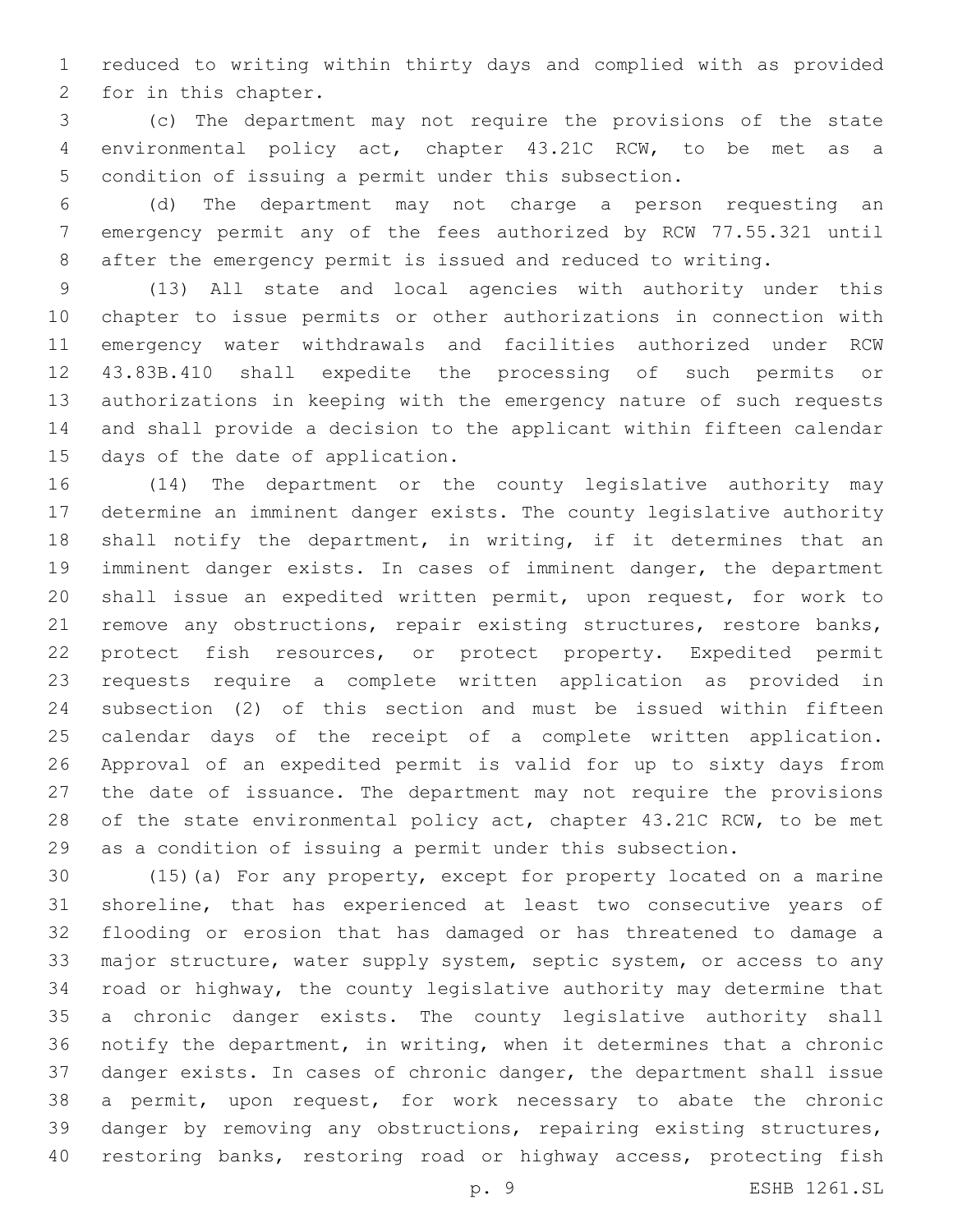reduced to writing within thirty days and complied with as provided for in this chapter.

(c) The department may not require the provisions of the state environmental policy act, chapter 43.21C RCW, to be met as a condition of issuing a permit under this subsection.

(d) The department may not charge a person requesting an emergency permit any of the fees authorized by RCW 77.55.321 until after the emergency permit is issued and reduced to writing.

(13) All state and local agencies with authority under this chapter to issue permits or other authorizations in connection with emergency water withdrawals and facilities authorized under RCW 43.83B.410 shall expedite the processing of such permits or authorizations in keeping with the emergency nature of such requests and shall provide a decision to the applicant within fifteen calendar days of the date of application.

(14) The department or the county legislative authority may determine an imminent danger exists. The county legislative authority shall notify the department, in writing, if it determines that an imminent danger exists. In cases of imminent danger, the department shall issue an expedited written permit, upon request, for work to remove any obstructions, repair existing structures, restore banks, protect fish resources, or protect property. Expedited permit requests require a complete written application as provided in subsection (2) of this section and must be issued within fifteen calendar days of the receipt of a complete written application. Approval of an expedited permit is valid for up to sixty days from the date of issuance. The department may not require the provisions of the state environmental policy act, chapter 43.21C RCW, to be met as a condition of issuing a permit under this subsection.

(15)(a) For any property, except for property located on a marine shoreline, that has experienced at least two consecutive years of flooding or erosion that has damaged or has threatened to damage a major structure, water supply system, septic system, or access to any road or highway, the county legislative authority may determine that a chronic danger exists. The county legislative authority shall notify the department, in writing, when it determines that a chronic danger exists. In cases of chronic danger, the department shall issue a permit, upon request, for work necessary to abate the chronic danger by removing any obstructions, repairing existing structures, restoring banks, restoring road or highway access, protecting fish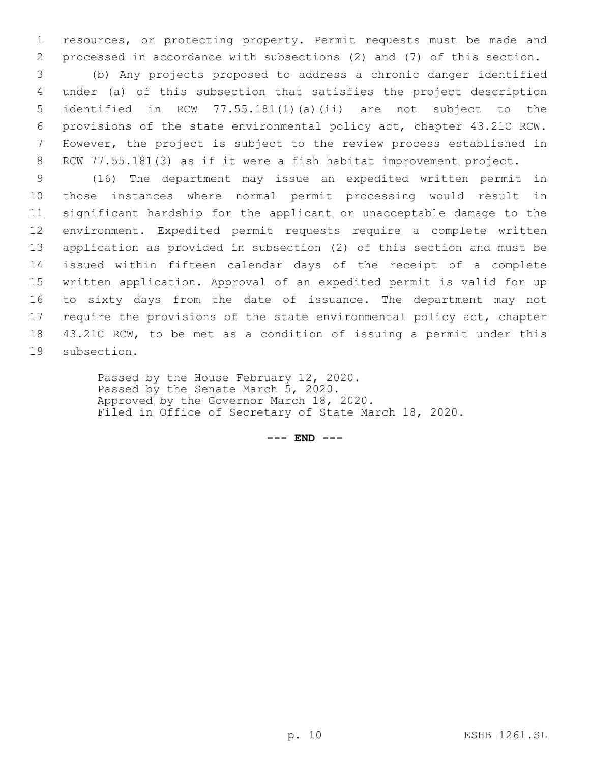resources, or protecting property. Permit requests must be made and processed in accordance with subsections (2) and (7) of this section.

(b) Any projects proposed to address a chronic danger identified under (a) of this subsection that satisfies the project description identified in RCW 77.55.181(1)(a)(ii) are not subject to the provisions of the state environmental policy act, chapter 43.21C RCW. However, the project is subject to the review process established in RCW 77.55.181(3) as if it were a fish habitat improvement project.

(16) The department may issue an expedited written permit in those instances where normal permit processing would result in significant hardship for the applicant or unacceptable damage to the environment. Expedited permit requests require a complete written application as provided in subsection (2) of this section and must be issued within fifteen calendar days of the receipt of a complete written application. Approval of an expedited permit is valid for up to sixty days from the date of issuance. The department may not require the provisions of the state environmental policy act, chapter 43.21C RCW, to be met as a condition of issuing a permit under this subsection.

Passed by the House February 12, 2020.
Passed by the Senate March 5, 2020.
Approved by the Governor March 18, 2020.
Filed in Office of Secretary of State March 18, 2020.

**--- END ---**